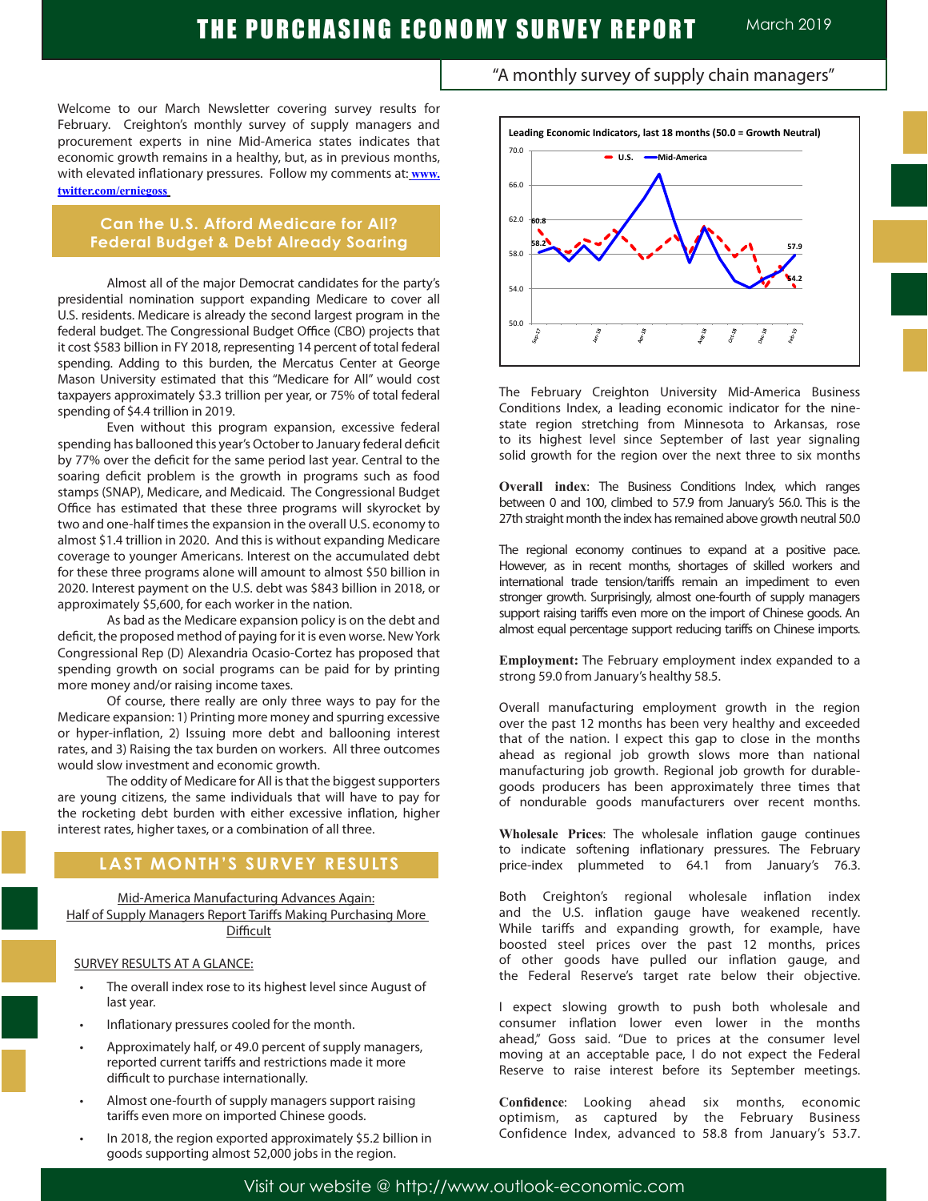# THE PURCHASING ECONOMY SURVEY REPORT

March 2019

"A monthly survey of supply chain managers"

Welcome to our March Newsletter covering survey results for February. Creighton's monthly survey of supply managers and procurement experts in nine Mid-America states indicates that economic growth remains in a healthy, but, as in previous months, with elevated inflationary pressures. Follow my comments at: www.twitter.com/erniegoss

## Can the U.S. Afford Medicare for All? Federal Budget & Debt Already Soaring

Almost all of the major Democrat candidates for the party's presidential nomination support expanding Medicare to cover all U.S. residents. Medicare is already the second largest program in the federal budget. The Congressional Budget Office (CBO) projects that it cost $583 billion in FY 2018, representing 14 percent of total federal spending. Adding to this burden, the Mercatus Center at George Mason University estimated that this "Medicare for All" would cost taxpayers approximately $3.3 trillion per year, or 75% of total federal spending of $4.4 trillion in 2019.

Even without this program expansion, excessive federal spending has ballooned this year's October to January federal deficit by 77% over the deficit for the same period last year. Central to the soaring deficit problem is the growth in programs such as food stamps (SNAP), Medicare, and Medicaid. The Congressional Budget Office has estimated that these three programs will skyrocket by two and one-half times the expansion in the overall U.S. economy to almost $1.4 trillion in 2020. And this is without expanding Medicare coverage to younger Americans. Interest on the accumulated debt for these three programs alone will amount to almost $50 billion in 2020. Interest payment on the U.S. debt was $843 billion in 2018, or approximately $5,600, for each worker in the nation.

As bad as the Medicare expansion policy is on the debt and deficit, the proposed method of paying for it is even worse. New York Congressional Rep (D) Alexandria Ocasio-Cortez has proposed that spending growth on social programs can be paid for by printing more money and/or raising income taxes.

Of course, there really are only three ways to pay for the Medicare expansion: 1) Printing more money and spurring excessive or hyper-inflation, 2) Issuing more debt and ballooning interest rates, and 3) Raising the tax burden on workers. All three outcomes would slow investment and economic growth.

The oddity of Medicare for All is that the biggest supporters are young citizens, the same individuals that will have to pay for the rocketing debt burden with either excessive inflation, higher interest rates, higher taxes, or a combination of all three.

## LAST MONTH'S SURVEY RESULTS

Mid-America Manufacturing Advances Again:
Half of Supply Managers Report Tariffs Making Purchasing More Difficult

SURVEY RESULTS AT A GLANCE:

- The overall index rose to its highest level since August of last year.
- Inflationary pressures cooled for the month.
- Approximately half, or 49.0 percent of supply managers, reported current tariffs and restrictions made it more difficult to purchase internationally.
- Almost one-fourth of supply managers support raising tariffs even more on imported Chinese goods.
- In 2018, the region exported approximately $5.2 billion in goods supporting almost 52,000 jobs in the region.

The February Creighton University Mid-America Business Conditions Index, a leading economic indicator for the nine-state region stretching from Minnesota to Arkansas, rose to its highest level since September of last year signaling solid growth for the region over the next three to six months

**Overall index**: The Business Conditions Index, which ranges between 0 and 100, climbed to 57.9 from January's 56.0. This is the 27th straight month the index has remained above growth neutral 50.0

The regional economy continues to expand at a positive pace. However, as in recent months, shortages of skilled workers and international trade tension/tariffs remain an impediment to even stronger growth. Surprisingly, almost one-fourth of supply managers support raising tariffs even more on the import of Chinese goods. An almost equal percentage support reducing tariffs on Chinese imports.

**Employment:** The February employment index expanded to a strong 59.0 from January's healthy 58.5.

Overall manufacturing employment growth in the region over the past 12 months has been very healthy and exceeded that of the nation. I expect this gap to close in the months ahead as regional job growth slows more than national manufacturing job growth. Regional job growth for durable-goods producers has been approximately three times that of nondurable goods manufacturers over recent months.

**Wholesale Prices**: The wholesale inflation gauge continues to indicate softening inflationary pressures. The February price-index plummeted to 64.1 from January's 76.3.

Both Creighton's regional wholesale inflation index and the U.S. inflation gauge have weakened recently. While tariffs and expanding growth, for example, have boosted steel prices over the past 12 months, prices of other goods have pulled our inflation gauge, and the Federal Reserve's target rate below their objective.

I expect slowing growth to push both wholesale and consumer inflation lower even lower in the months ahead," Goss said. "Due to prices at the consumer level moving at an acceptable pace, I do not expect the Federal Reserve to raise interest before its September meetings.

**Confidence**: Looking ahead six months, economic optimism, as captured by the February Business Confidence Index, advanced to 58.8 from January's 53.7.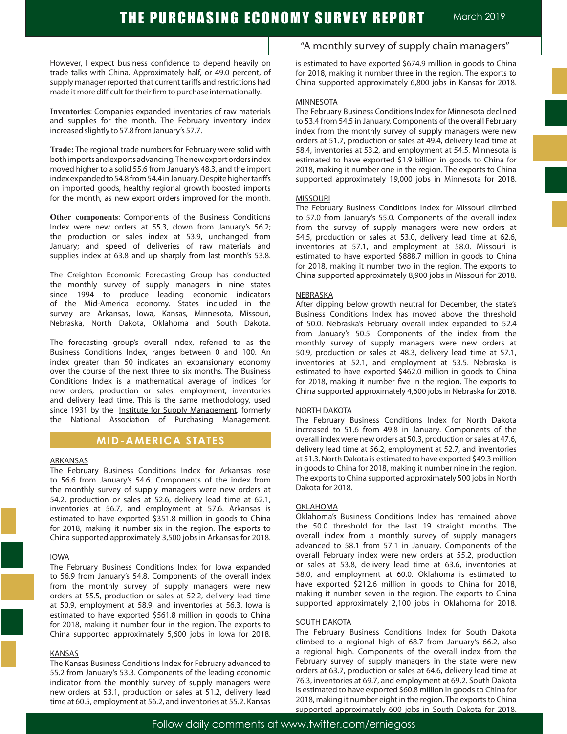However, I expect business confidence to depend heavily on trade talks with China. Approximately half, or 49.0 percent, of supply manager reported that current tariffs and restrictions had made it more difficult for their firm to purchase internationally.

**Inventories**: Companies expanded inventories of raw materials and supplies for the month. The February inventory index increased slightly to 57.8 from January's 57.7.

**Trade:** The regional trade numbers for February were solid with both imports and exports advancing. The new export orders index moved higher to a solid 55.6 from January's 48.3, and the import index expanded to 54.8 from 54.4 in January. Despite higher tariffs on imported goods, healthy regional growth boosted imports for the month, as new export orders improved for the month.

**Other components**: Components of the Business Conditions Index were new orders at 55.3, down from January's 56.2; the production or sales index at 53.9, unchanged from January; and speed of deliveries of raw materials and supplies index at 63.8 and up sharply from last month's 53.8.

The Creighton Economic Forecasting Group has conducted the monthly survey of supply managers in nine states since 1994 to produce leading economic indicators of the Mid-America economy. States included in the survey are Arkansas, Iowa, Kansas, Minnesota, Missouri, Nebraska, North Dakota, Oklahoma and South Dakota.

The forecasting group's overall index, referred to as the Business Conditions Index, ranges between 0 and 100. An index greater than 50 indicates an expansionary economy over the course of the next three to six months. The Business Conditions Index is a mathematical average of indices for new orders, production or sales, employment, inventories and delivery lead time. This is the same methodology, used since 1931 by the Institute for Supply Management, formerly the National Association of Purchasing Management.

## MID-AMERICA STATES

### ARKANSAS

The February Business Conditions Index for Arkansas rose to 56.6 from January's 54.6. Components of the index from the monthly survey of supply managers were new orders at 54.2, production or sales at 52.6, delivery lead time at 62.1, inventories at 56.7, and employment at 57.6. Arkansas is estimated to have exported $351.8 million in goods to China for 2018, making it number six in the region. The exports to China supported approximately 3,500 jobs in Arkansas for 2018.

### IOWA

The February Business Conditions Index for Iowa expanded to 56.9 from January's 54.8. Components of the overall index from the monthly survey of supply managers were new orders at 55.5, production or sales at 52.2, delivery lead time at 50.9, employment at 58.9, and inventories at 56.3. Iowa is estimated to have exported $561.8 million in goods to China for 2018, making it number four in the region. The exports to China supported approximately 5,600 jobs in Iowa for 2018.

### KANSAS

The Kansas Business Conditions Index for February advanced to 55.2 from January's 53.3. Components of the leading economic indicator from the monthly survey of supply managers were new orders at 53.1, production or sales at 51.2, delivery lead time at 60.5, employment at 56.2, and inventories at 55.2. Kansas is estimated to have exported $674.9 million in goods to China for 2018, making it number three in the region. The exports to China supported approximately 6,800 jobs in Kansas for 2018.

### MINNESOTA

The February Business Conditions Index for Minnesota declined to 53.4 from 54.5 in January. Components of the overall February index from the monthly survey of supply managers were new orders at 51.7, production or sales at 49.4, delivery lead time at 58.4, inventories at 53.2, and employment at 54.5. Minnesota is estimated to have exported $1.9 billion in goods to China for 2018, making it number one in the region. The exports to China supported approximately 19,000 jobs in Minnesota for 2018.

### MISSOURI

The February Business Conditions Index for Missouri climbed to 57.0 from January's 55.0. Components of the overall index from the survey of supply managers were new orders at 54.5, production or sales at 53.0, delivery lead time at 62.6, inventories at 57.1, and employment at 58.0. Missouri is estimated to have exported $888.7 million in goods to China for 2018, making it number two in the region. The exports to China supported approximately 8,900 jobs in Missouri for 2018.

### NEBRASKA

After dipping below growth neutral for December, the state's Business Conditions Index has moved above the threshold of 50.0. Nebraska's February overall index expanded to 52.4 from January's 50.5. Components of the index from the monthly survey of supply managers were new orders at 50.9, production or sales at 48.3, delivery lead time at 57.1, inventories at 52.1, and employment at 53.5. Nebraska is estimated to have exported $462.0 million in goods to China for 2018, making it number five in the region. The exports to China supported approximately 4,600 jobs in Nebraska for 2018.

### NORTH DAKOTA

The February Business Conditions Index for North Dakota increased to 51.6 from 49.8 in January. Components of the overall index were new orders at 50.3, production or sales at 47.6, delivery lead time at 56.2, employment at 52.7, and inventories at 51.3. North Dakota is estimated to have exported $49.3 million in goods to China for 2018, making it number nine in the region. The exports to China supported approximately 500 jobs in North Dakota for 2018.

### OKLAHOMA

Oklahoma's Business Conditions Index has remained above the 50.0 threshold for the last 19 straight months. The overall index from a monthly survey of supply managers advanced to 58.1 from 57.1 in January. Components of the overall February index were new orders at 55.2, production or sales at 53.8, delivery lead time at 63.6, inventories at 58.0, and employment at 60.0. Oklahoma is estimated to have exported $212.6 million in goods to China for 2018, making it number seven in the region. The exports to China supported approximately 2,100 jobs in Oklahoma for 2018.

### SOUTH DAKOTA

The February Business Conditions Index for South Dakota climbed to a regional high of 68.7 from January's 66.2, also a regional high. Components of the overall index from the February survey of supply managers in the state were new orders at 63.7, production or sales at 64.6, delivery lead time at 76.3, inventories at 69.7, and employment at 69.2. South Dakota is estimated to have exported $60.8 million in goods to China for 2018, making it number eight in the region. The exports to China supported approximately 600 jobs in South Dakota for 2018.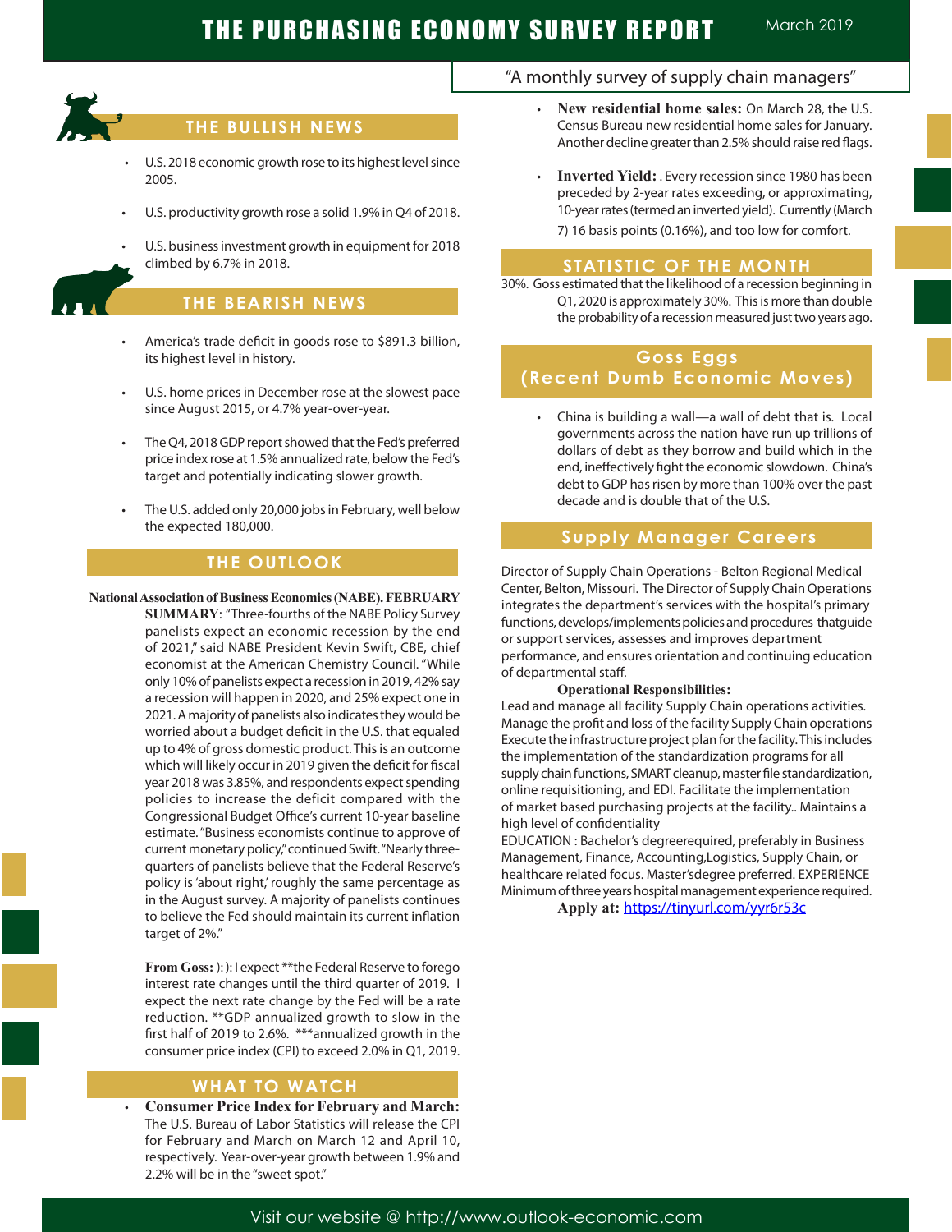# THE PURCHASING ECONOMY SURVEY REPORT

March 2019

"A monthly survey of supply chain managers"

## THE BULLISH NEWS

- U.S. 2018 economic growth rose to its highest level since 2005.
- U.S. productivity growth rose a solid 1.9% in Q4 of 2018.
- U.S. business investment growth in equipment for 2018 climbed by 6.7% in 2018.

## THE BEARISH NEWS

- America's trade deficit in goods rose to $891.3 billion, its highest level in history.
- U.S. home prices in December rose at the slowest pace since August 2015, or 4.7% year-over-year.
- The Q4, 2018 GDP report showed that the Fed's preferred price index rose at 1.5% annualized rate, below the Fed's target and potentially indicating slower growth.
- The U.S. added only 20,000 jobs in February, well below the expected 180,000.

## THE OUTLOOK

**National Association of Business Economics (NABE). FEBRUARY SUMMARY**: "Three-fourths of the NABE Policy Survey panelists expect an economic recession by the end of 2021," said NABE President Kevin Swift, CBE, chief economist at the American Chemistry Council. "While only 10% of panelists expect a recession in 2019, 42% say a recession will happen in 2020, and 25% expect one in 2021. A majority of panelists also indicates they would be worried about a budget deficit in the U.S. that equaled up to 4% of gross domestic product. This is an outcome which will likely occur in 2019 given the deficit for fiscal year 2018 was 3.85%, and respondents expect spending policies to increase the deficit compared with the Congressional Budget Office's current 10-year baseline estimate. "Business economists continue to approve of current monetary policy," continued Swift. "Nearly three-quarters of panelists believe that the Federal Reserve's policy is 'about right,' roughly the same percentage as in the August survey. A majority of panelists continues to believe the Fed should maintain its current inflation target of 2%."

**From Goss:** ): ): I expect **the Federal Reserve to forego interest rate changes until the third quarter of 2019. I expect the next rate change by the Fed will be a rate reduction. **GDP annualized growth to slow in the first half of 2019 to 2.6%. ***annualized growth in the consumer price index (CPI) to exceed 2.0% in Q1, 2019.

## WHAT TO WATCH

- **Consumer Price Index for February and March:** The U.S. Bureau of Labor Statistics will release the CPI for February and March on March 12 and April 10, respectively. Year-over-year growth between 1.9% and 2.2% will be in the "sweet spot."
- **New residential home sales:** On March 28, the U.S. Census Bureau new residential home sales for January. Another decline greater than 2.5% should raise red flags.
- **Inverted Yield:** . Every recession since 1980 has been preceded by 2-year rates exceeding, or approximating, 10-year rates (termed an inverted yield). Currently (March 7) 16 basis points (0.16%), and too low for comfort.

## STATISTIC OF THE MONTH

30%. Goss estimated that the likelihood of a recession beginning in Q1, 2020 is approximately 30%. This is more than double the probability of a recession measured just two years ago.

## Goss Eggs (Recent Dumb Economic Moves)

- China is building a wall—a wall of debt that is. Local governments across the nation have run up trillions of dollars of debt as they borrow and build which in the end, ineffectively fight the economic slowdown. China's debt to GDP has risen by more than 100% over the past decade and is double that of the U.S.

## Supply Manager Careers

Director of Supply Chain Operations - Belton Regional Medical Center, Belton, Missouri. The Director of Supply Chain Operations integrates the department's services with the hospital's primary functions, develops/implements policies and procedures thatguide or support services, assesses and improves department performance, and ensures orientation and continuing education of departmental staff.

**Operational Responsibilities:**

Lead and manage all facility Supply Chain operations activities. Manage the profit and loss of the facility Supply Chain operations Execute the infrastructure project plan for the facility. This includes the implementation of the standardization programs for all supply chain functions, SMART cleanup, master file standardization, online requisitioning, and EDI. Facilitate the implementation of market based purchasing projects at the facility.. Maintains a high level of confidentiality

EDUCATION : Bachelor's degreerequired, preferably in Business Management, Finance, Accounting,Logistics, Supply Chain, or healthcare related focus. Master'sdegree preferred. EXPERIENCE Minimum of three years hospital management experience required.

**Apply at:** https://tinyurl.com/yyr6r53c

Visit our website @ http://www.outlook-economic.com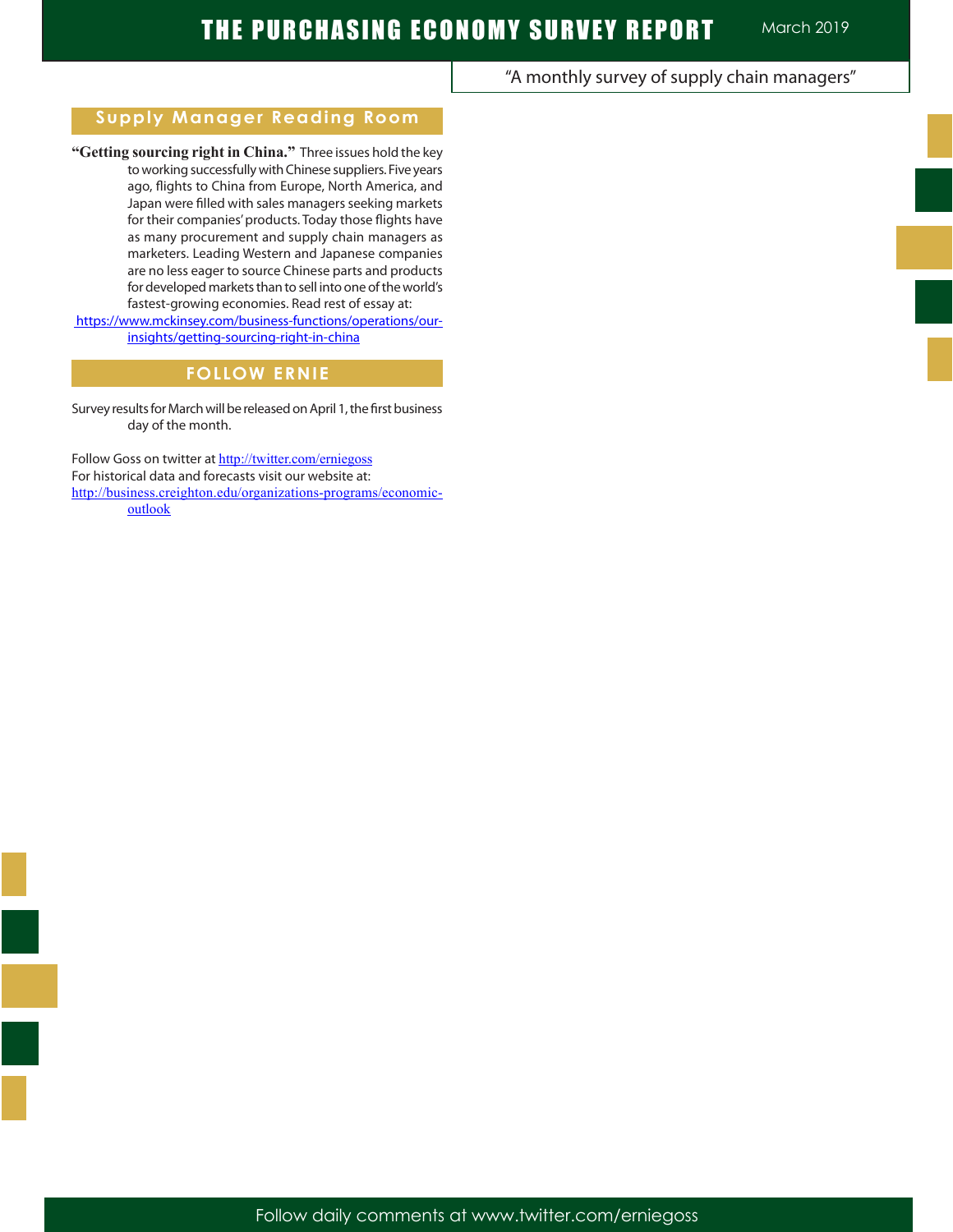## Supply Manager Reading Room

**"Getting sourcing right in China."** Three issues hold the key to working successfully with Chinese suppliers. Five years ago, flights to China from Europe, North America, and Japan were filled with sales managers seeking markets for their companies' products. Today those flights have as many procurement and supply chain managers as marketers. Leading Western and Japanese companies are no less eager to source Chinese parts and products for developed markets than to sell into one of the world's fastest-growing economies. Read rest of essay at: https://www.mckinsey.com/business-functions/operations/our-insights/getting-sourcing-right-in-china

## FOLLOW ERNIE

Survey results for March will be released on April 1, the first business day of the month.

Follow Goss on twitter at http://twitter.com/erniegoss
For historical data and forecasts visit our website at: http://business.creighton.edu/organizations-programs/economic-outlook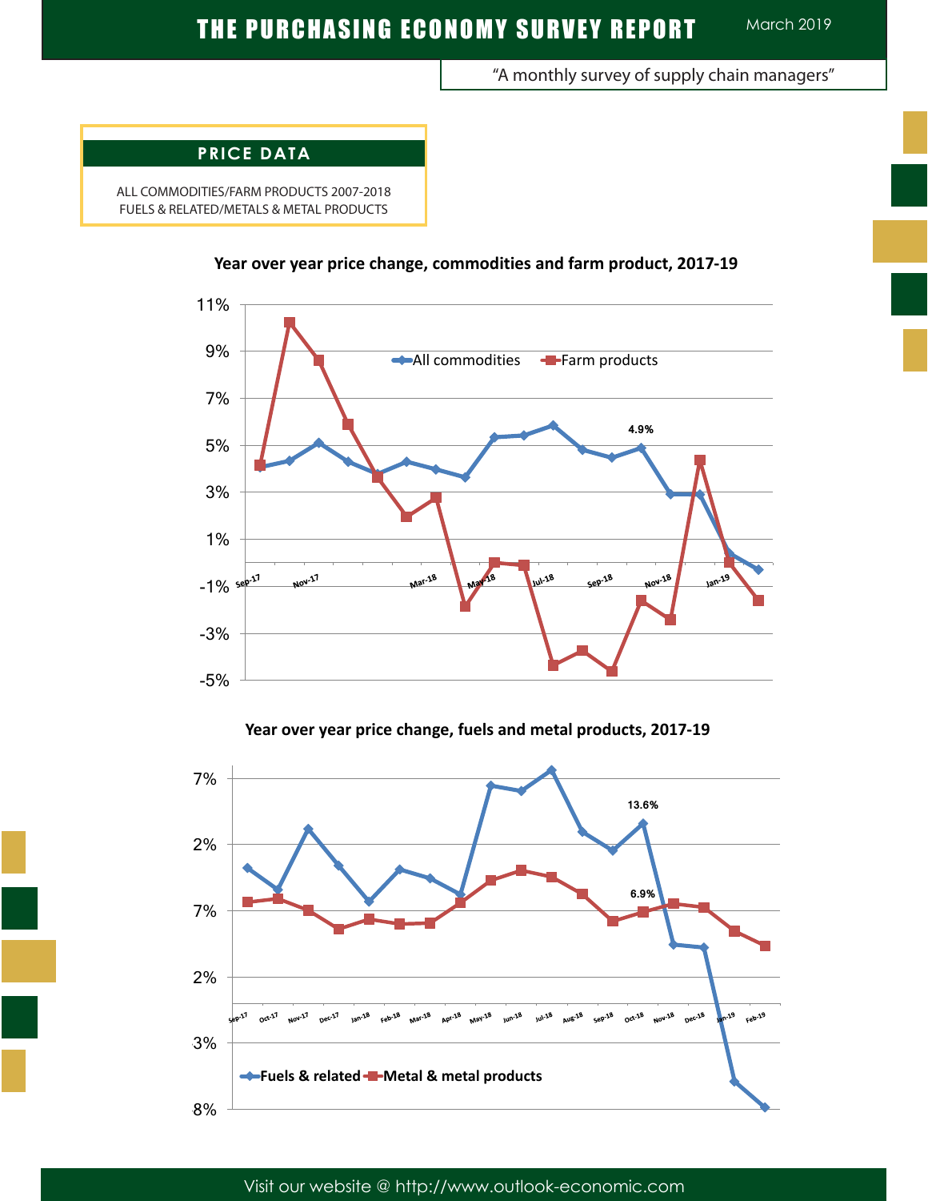# THE PURCHASING ECONOMY SURVEY REPORT

March 2019

"A monthly survey of supply chain managers"

## PRICE DATA

ALL COMMODITIES/FARM PRODUCTS 2007-2018
FUELS & RELATED/METALS & METAL PRODUCTS

### Year over year price change, commodities and farm product, 2017-19

All commodities
Farm products

11%
9%
7%
5%
3%
1%
-1%
-3%
-5%

Sep-17
Nov-17
Mar-18
May-18
Jul-18
Sep-18
Nov-18
Jan-19

4.9%

### Year over year price change, fuels and metal products, 2017-19

7%
2%
7%
2%
3%
8%

Sep-17
Oct-17
Nov-17
Dec-17
Jan-18
Feb-18
Mar-18
Apr-18
May-18
Jun-18
Jul-18
Aug-18
Sep-18
Oct-18
Nov-18
Dec-18
Jan-19
Feb-19

13.6%
6.9%

Fuels & related
Metal & metal products

Visit our website @ http://www.outlook-economic.com